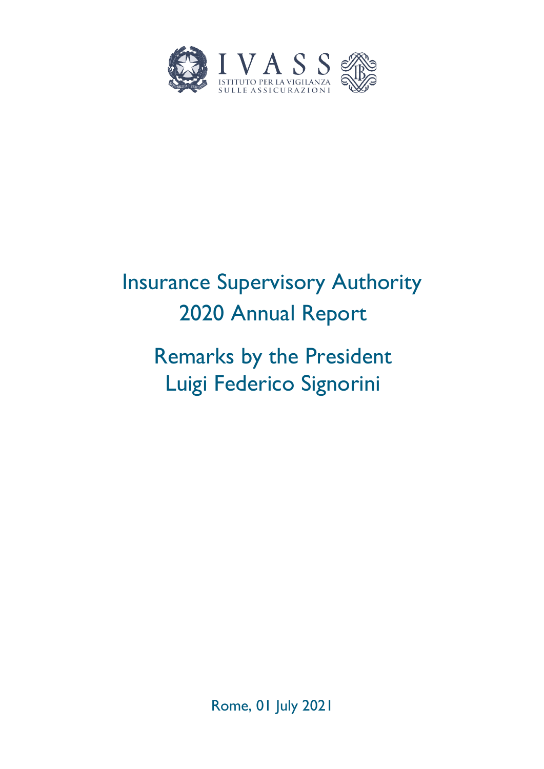IVASS
ISTITUTO PER LA VIGILANZA
SULLE ASSICURAZIONI

# Insurance Supervisory Authority 2020 Annual Report

# Remarks by the President Luigi Federico Signorini

Rome, 01 July 2021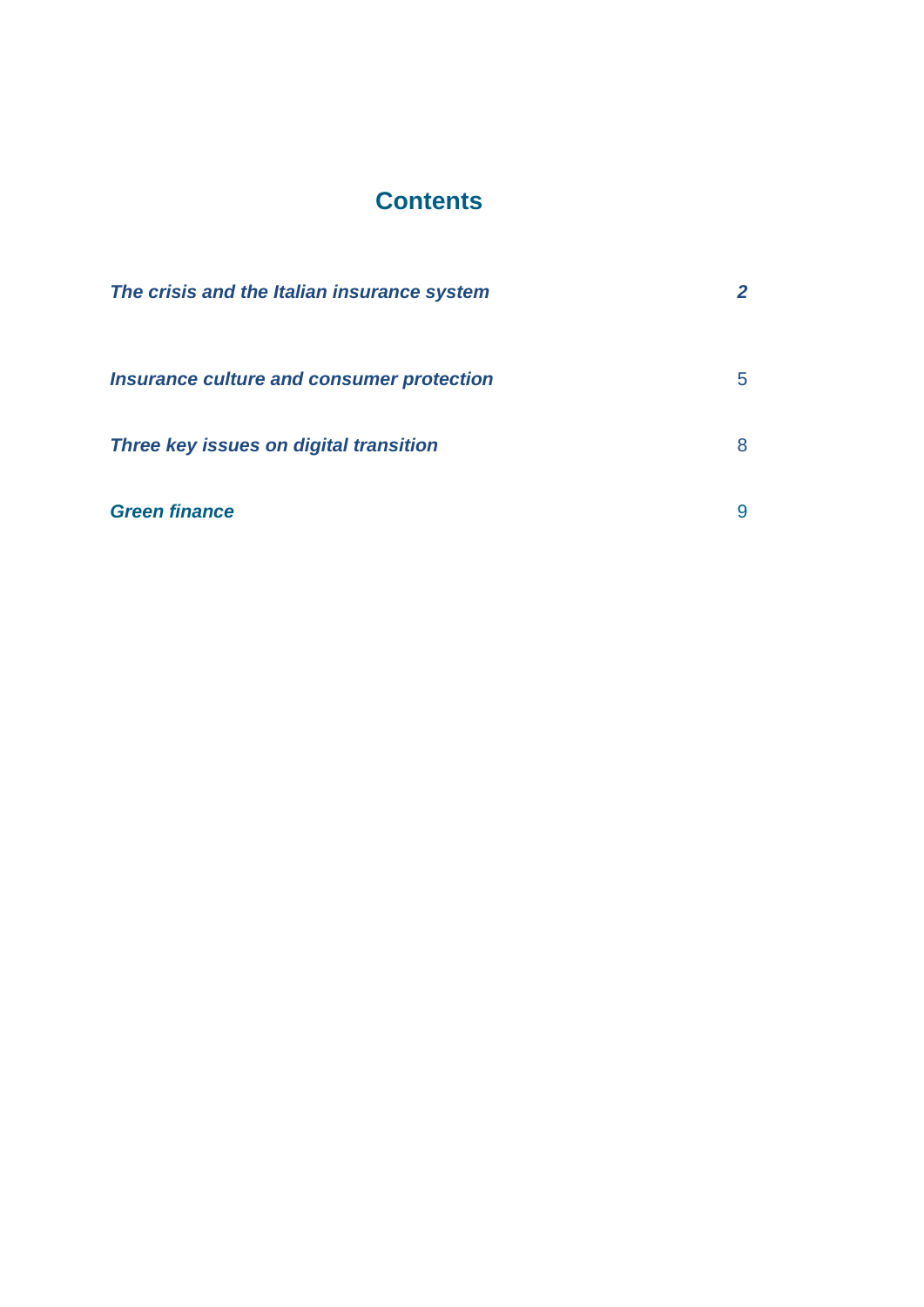# Contents

| | |
|---|---|
| ***The crisis and the Italian insurance system*** | ***2*** |
| ***Insurance culture and consumer protection*** | 5 |
| ***Three key issues on digital transition*** | 8 |
| ***Green finance*** | 9 |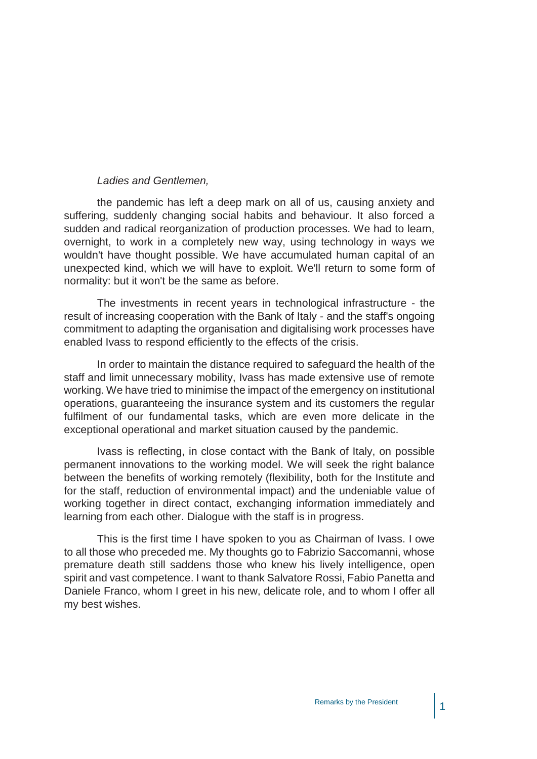*Ladies and Gentlemen,*

the pandemic has left a deep mark on all of us, causing anxiety and suffering, suddenly changing social habits and behaviour. It also forced a sudden and radical reorganization of production processes. We had to learn, overnight, to work in a completely new way, using technology in ways we wouldn't have thought possible. We have accumulated human capital of an unexpected kind, which we will have to exploit. We'll return to some form of normality: but it won't be the same as before.

The investments in recent years in technological infrastructure - the result of increasing cooperation with the Bank of Italy - and the staff's ongoing commitment to adapting the organisation and digitalising work processes have enabled Ivass to respond efficiently to the effects of the crisis.

In order to maintain the distance required to safeguard the health of the staff and limit unnecessary mobility, Ivass has made extensive use of remote working. We have tried to minimise the impact of the emergency on institutional operations, guaranteeing the insurance system and its customers the regular fulfilment of our fundamental tasks, which are even more delicate in the exceptional operational and market situation caused by the pandemic.

Ivass is reflecting, in close contact with the Bank of Italy, on possible permanent innovations to the working model. We will seek the right balance between the benefits of working remotely (flexibility, both for the Institute and for the staff, reduction of environmental impact) and the undeniable value of working together in direct contact, exchanging information immediately and learning from each other. Dialogue with the staff is in progress.

This is the first time I have spoken to you as Chairman of Ivass. I owe to all those who preceded me. My thoughts go to Fabrizio Saccomanni, whose premature death still saddens those who knew his lively intelligence, open spirit and vast competence. I want to thank Salvatore Rossi, Fabio Panetta and Daniele Franco, whom I greet in his new, delicate role, and to whom I offer all my best wishes.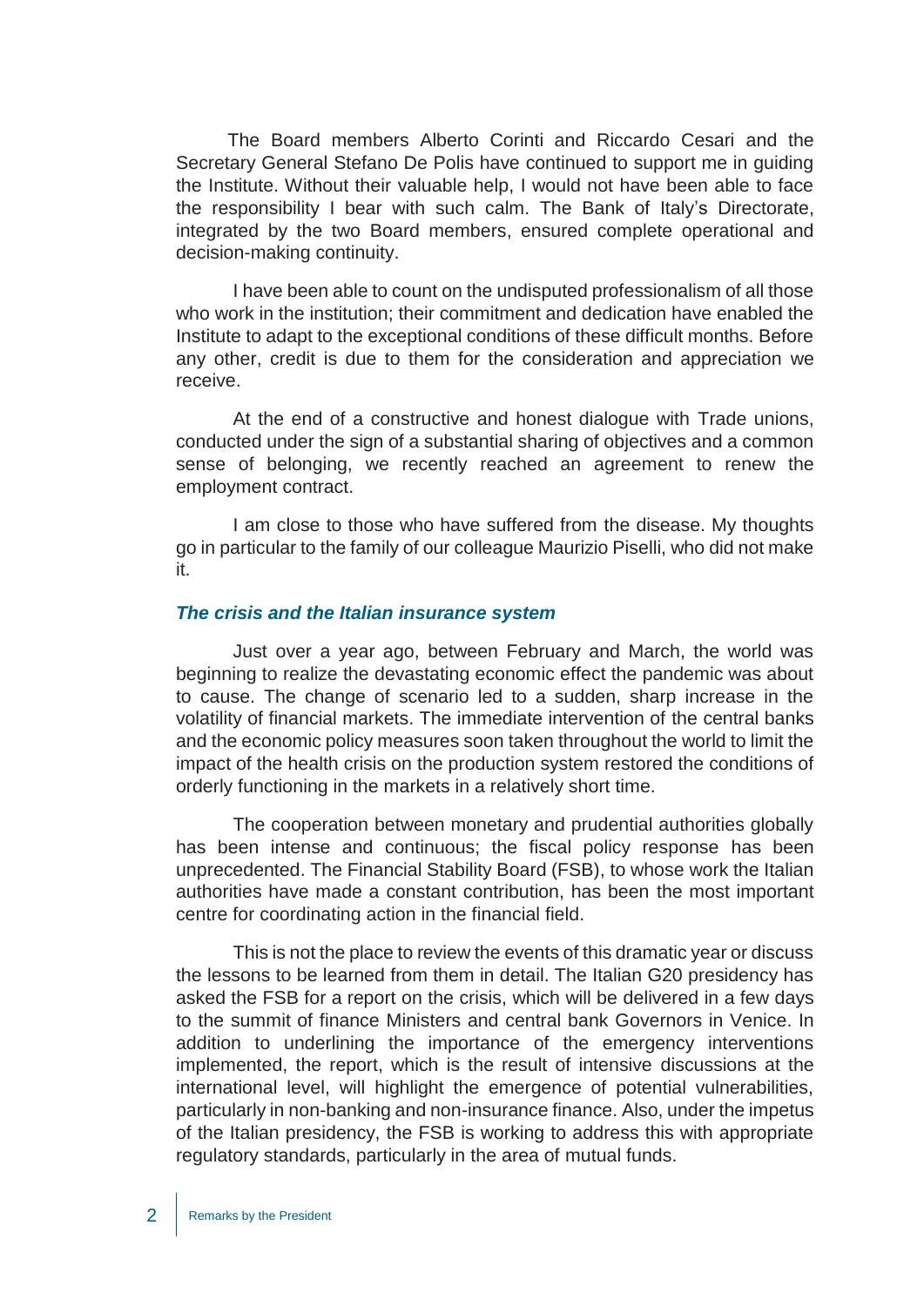The Board members Alberto Corinti and Riccardo Cesari and the Secretary General Stefano De Polis have continued to support me in guiding the Institute. Without their valuable help, I would not have been able to face the responsibility I bear with such calm. The Bank of Italy's Directorate, integrated by the two Board members, ensured complete operational and decision-making continuity.

I have been able to count on the undisputed professionalism of all those who work in the institution; their commitment and dedication have enabled the Institute to adapt to the exceptional conditions of these difficult months. Before any other, credit is due to them for the consideration and appreciation we receive.

At the end of a constructive and honest dialogue with Trade unions, conducted under the sign of a substantial sharing of objectives and a common sense of belonging, we recently reached an agreement to renew the employment contract.

I am close to those who have suffered from the disease. My thoughts go in particular to the family of our colleague Maurizio Piselli, who did not make it.

### *The crisis and the Italian insurance system*

Just over a year ago, between February and March, the world was beginning to realize the devastating economic effect the pandemic was about to cause. The change of scenario led to a sudden, sharp increase in the volatility of financial markets. The immediate intervention of the central banks and the economic policy measures soon taken throughout the world to limit the impact of the health crisis on the production system restored the conditions of orderly functioning in the markets in a relatively short time.

The cooperation between monetary and prudential authorities globally has been intense and continuous; the fiscal policy response has been unprecedented. The Financial Stability Board (FSB), to whose work the Italian authorities have made a constant contribution, has been the most important centre for coordinating action in the financial field.

This is not the place to review the events of this dramatic year or discuss the lessons to be learned from them in detail. The Italian G20 presidency has asked the FSB for a report on the crisis, which will be delivered in a few days to the summit of finance Ministers and central bank Governors in Venice. In addition to underlining the importance of the emergency interventions implemented, the report, which is the result of intensive discussions at the international level, will highlight the emergence of potential vulnerabilities, particularly in non-banking and non-insurance finance. Also, under the impetus of the Italian presidency, the FSB is working to address this with appropriate regulatory standards, particularly in the area of mutual funds.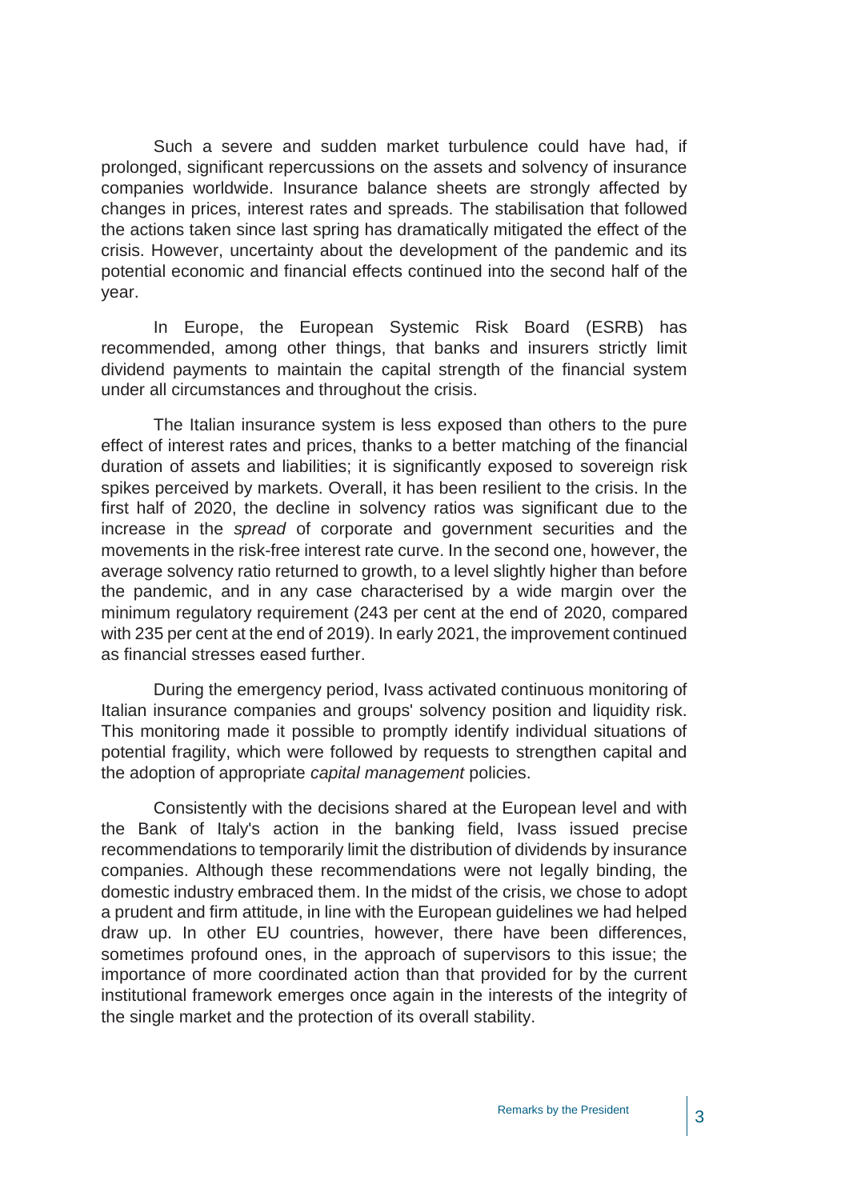Such a severe and sudden market turbulence could have had, if prolonged, significant repercussions on the assets and solvency of insurance companies worldwide. Insurance balance sheets are strongly affected by changes in prices, interest rates and spreads. The stabilisation that followed the actions taken since last spring has dramatically mitigated the effect of the crisis. However, uncertainty about the development of the pandemic and its potential economic and financial effects continued into the second half of the year.

In Europe, the European Systemic Risk Board (ESRB) has recommended, among other things, that banks and insurers strictly limit dividend payments to maintain the capital strength of the financial system under all circumstances and throughout the crisis.

The Italian insurance system is less exposed than others to the pure effect of interest rates and prices, thanks to a better matching of the financial duration of assets and liabilities; it is significantly exposed to sovereign risk spikes perceived by markets. Overall, it has been resilient to the crisis. In the first half of 2020, the decline in solvency ratios was significant due to the increase in the *spread* of corporate and government securities and the movements in the risk-free interest rate curve. In the second one, however, the average solvency ratio returned to growth, to a level slightly higher than before the pandemic, and in any case characterised by a wide margin over the minimum regulatory requirement (243 per cent at the end of 2020, compared with 235 per cent at the end of 2019). In early 2021, the improvement continued as financial stresses eased further.

During the emergency period, Ivass activated continuous monitoring of Italian insurance companies and groups' solvency position and liquidity risk. This monitoring made it possible to promptly identify individual situations of potential fragility, which were followed by requests to strengthen capital and the adoption of appropriate *capital management* policies.

Consistently with the decisions shared at the European level and with the Bank of Italy's action in the banking field, Ivass issued precise recommendations to temporarily limit the distribution of dividends by insurance companies. Although these recommendations were not legally binding, the domestic industry embraced them. In the midst of the crisis, we chose to adopt a prudent and firm attitude, in line with the European guidelines we had helped draw up. In other EU countries, however, there have been differences, sometimes profound ones, in the approach of supervisors to this issue; the importance of more coordinated action than that provided for by the current institutional framework emerges once again in the interests of the integrity of the single market and the protection of its overall stability.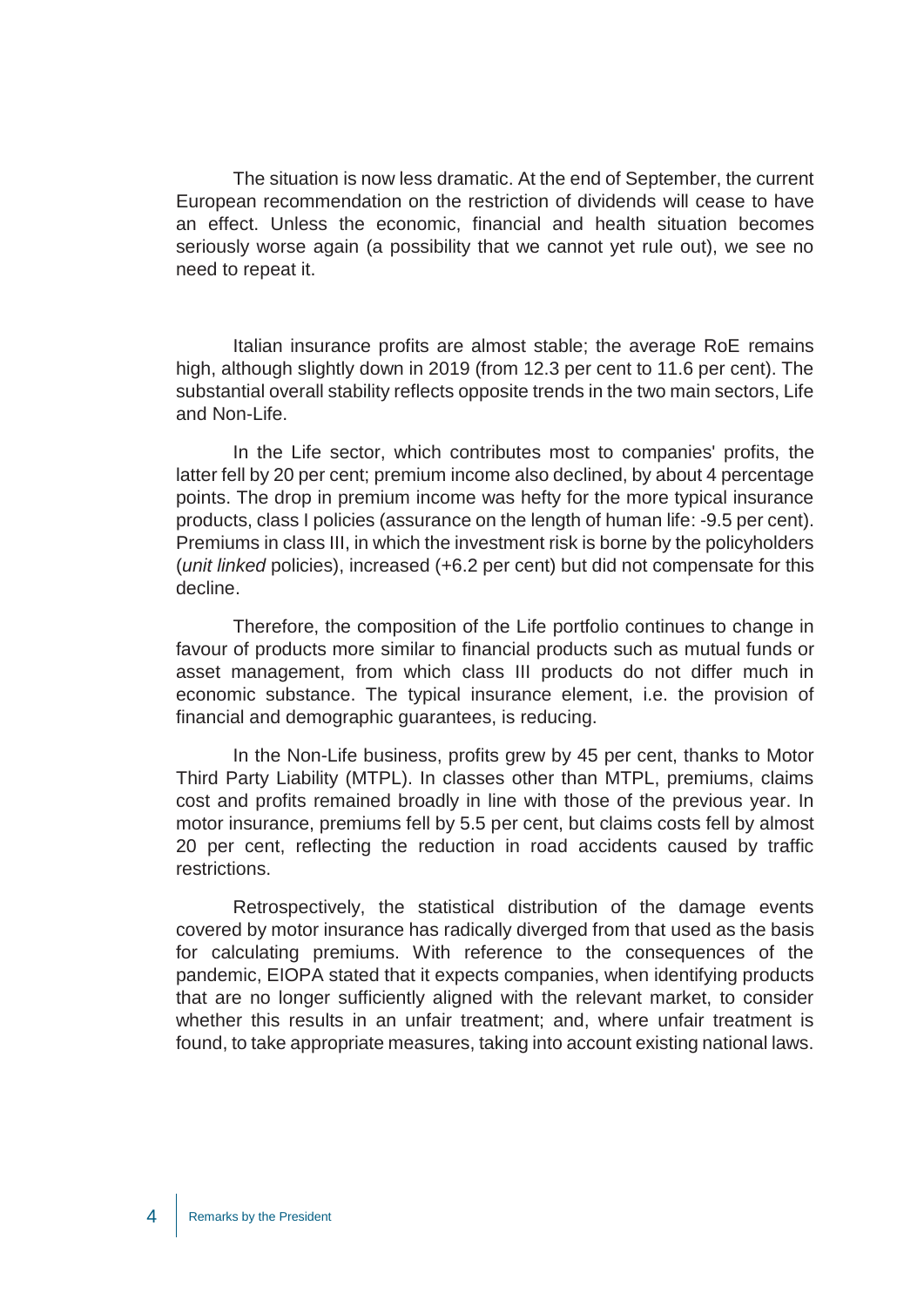The situation is now less dramatic. At the end of September, the current European recommendation on the restriction of dividends will cease to have an effect. Unless the economic, financial and health situation becomes seriously worse again (a possibility that we cannot yet rule out), we see no need to repeat it.

Italian insurance profits are almost stable; the average RoE remains high, although slightly down in 2019 (from 12.3 per cent to 11.6 per cent). The substantial overall stability reflects opposite trends in the two main sectors, Life and Non-Life.

In the Life sector, which contributes most to companies' profits, the latter fell by 20 per cent; premium income also declined, by about 4 percentage points. The drop in premium income was hefty for the more typical insurance products, class I policies (assurance on the length of human life: -9.5 per cent). Premiums in class III, in which the investment risk is borne by the policyholders (*unit linked* policies), increased (+6.2 per cent) but did not compensate for this decline.

Therefore, the composition of the Life portfolio continues to change in favour of products more similar to financial products such as mutual funds or asset management, from which class III products do not differ much in economic substance. The typical insurance element, i.e. the provision of financial and demographic guarantees, is reducing.

In the Non-Life business, profits grew by 45 per cent, thanks to Motor Third Party Liability (MTPL). In classes other than MTPL, premiums, claims cost and profits remained broadly in line with those of the previous year. In motor insurance, premiums fell by 5.5 per cent, but claims costs fell by almost 20 per cent, reflecting the reduction in road accidents caused by traffic restrictions.

Retrospectively, the statistical distribution of the damage events covered by motor insurance has radically diverged from that used as the basis for calculating premiums. With reference to the consequences of the pandemic, EIOPA stated that it expects companies, when identifying products that are no longer sufficiently aligned with the relevant market, to consider whether this results in an unfair treatment; and, where unfair treatment is found, to take appropriate measures, taking into account existing national laws.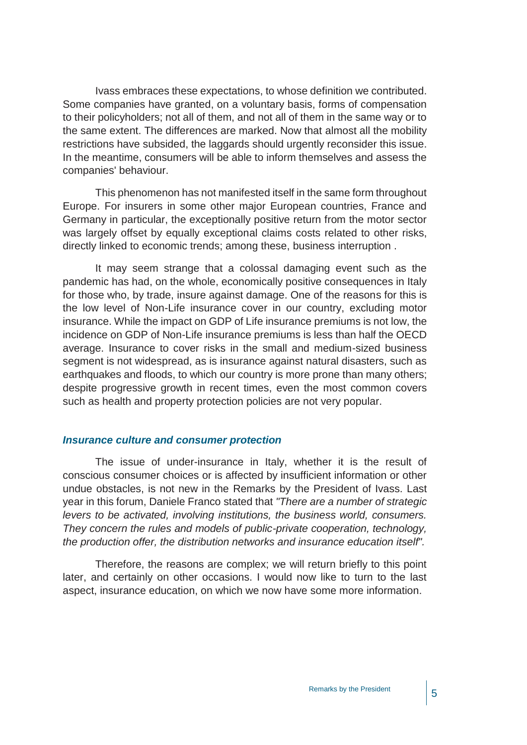Ivass embraces these expectations, to whose definition we contributed. Some companies have granted, on a voluntary basis, forms of compensation to their policyholders; not all of them, and not all of them in the same way or to the same extent. The differences are marked. Now that almost all the mobility restrictions have subsided, the laggards should urgently reconsider this issue. In the meantime, consumers will be able to inform themselves and assess the companies' behaviour.

This phenomenon has not manifested itself in the same form throughout Europe. For insurers in some other major European countries, France and Germany in particular, the exceptionally positive return from the motor sector was largely offset by equally exceptional claims costs related to other risks, directly linked to economic trends; among these, business interruption .

It may seem strange that a colossal damaging event such as the pandemic has had, on the whole, economically positive consequences in Italy for those who, by trade, insure against damage. One of the reasons for this is the low level of Non-Life insurance cover in our country, excluding motor insurance. While the impact on GDP of Life insurance premiums is not low, the incidence on GDP of Non-Life insurance premiums is less than half the OECD average. Insurance to cover risks in the small and medium-sized business segment is not widespread, as is insurance against natural disasters, such as earthquakes and floods, to which our country is more prone than many others; despite progressive growth in recent times, even the most common covers such as health and property protection policies are not very popular.

### *Insurance culture and consumer protection*

The issue of under-insurance in Italy, whether it is the result of conscious consumer choices or is affected by insufficient information or other undue obstacles, is not new in the Remarks by the President of Ivass. Last year in this forum, Daniele Franco stated that *"There are a number of strategic levers to be activated, involving institutions, the business world, consumers. They concern the rules and models of public-private cooperation, technology, the production offer, the distribution networks and insurance education itself".*

Therefore, the reasons are complex; we will return briefly to this point later, and certainly on other occasions. I would now like to turn to the last aspect, insurance education, on which we now have some more information.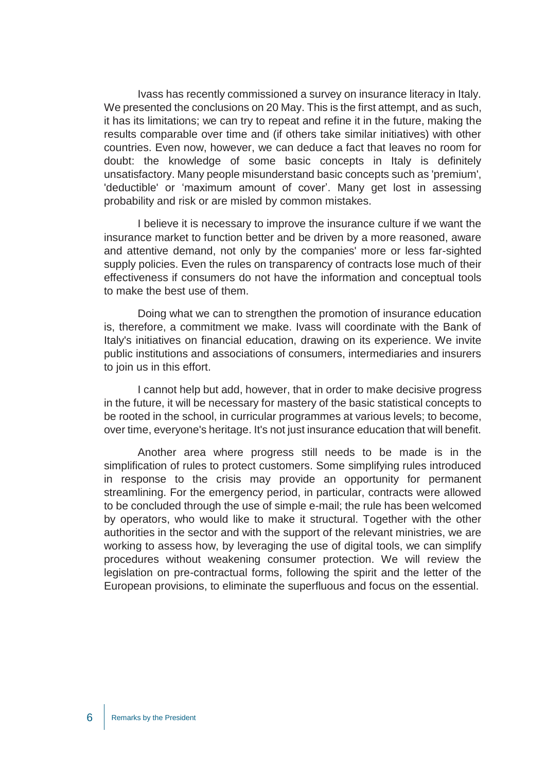Ivass has recently commissioned a survey on insurance literacy in Italy. We presented the conclusions on 20 May. This is the first attempt, and as such, it has its limitations; we can try to repeat and refine it in the future, making the results comparable over time and (if others take similar initiatives) with other countries. Even now, however, we can deduce a fact that leaves no room for doubt: the knowledge of some basic concepts in Italy is definitely unsatisfactory. Many people misunderstand basic concepts such as 'premium', 'deductible' or 'maximum amount of cover'. Many get lost in assessing probability and risk or are misled by common mistakes.

I believe it is necessary to improve the insurance culture if we want the insurance market to function better and be driven by a more reasoned, aware and attentive demand, not only by the companies' more or less far-sighted supply policies. Even the rules on transparency of contracts lose much of their effectiveness if consumers do not have the information and conceptual tools to make the best use of them.

Doing what we can to strengthen the promotion of insurance education is, therefore, a commitment we make. Ivass will coordinate with the Bank of Italy's initiatives on financial education, drawing on its experience. We invite public institutions and associations of consumers, intermediaries and insurers to join us in this effort.

I cannot help but add, however, that in order to make decisive progress in the future, it will be necessary for mastery of the basic statistical concepts to be rooted in the school, in curricular programmes at various levels; to become, over time, everyone's heritage. It's not just insurance education that will benefit.

Another area where progress still needs to be made is in the simplification of rules to protect customers. Some simplifying rules introduced in response to the crisis may provide an opportunity for permanent streamlining. For the emergency period, in particular, contracts were allowed to be concluded through the use of simple e-mail; the rule has been welcomed by operators, who would like to make it structural. Together with the other authorities in the sector and with the support of the relevant ministries, we are working to assess how, by leveraging the use of digital tools, we can simplify procedures without weakening consumer protection. We will review the legislation on pre-contractual forms, following the spirit and the letter of the European provisions, to eliminate the superfluous and focus on the essential.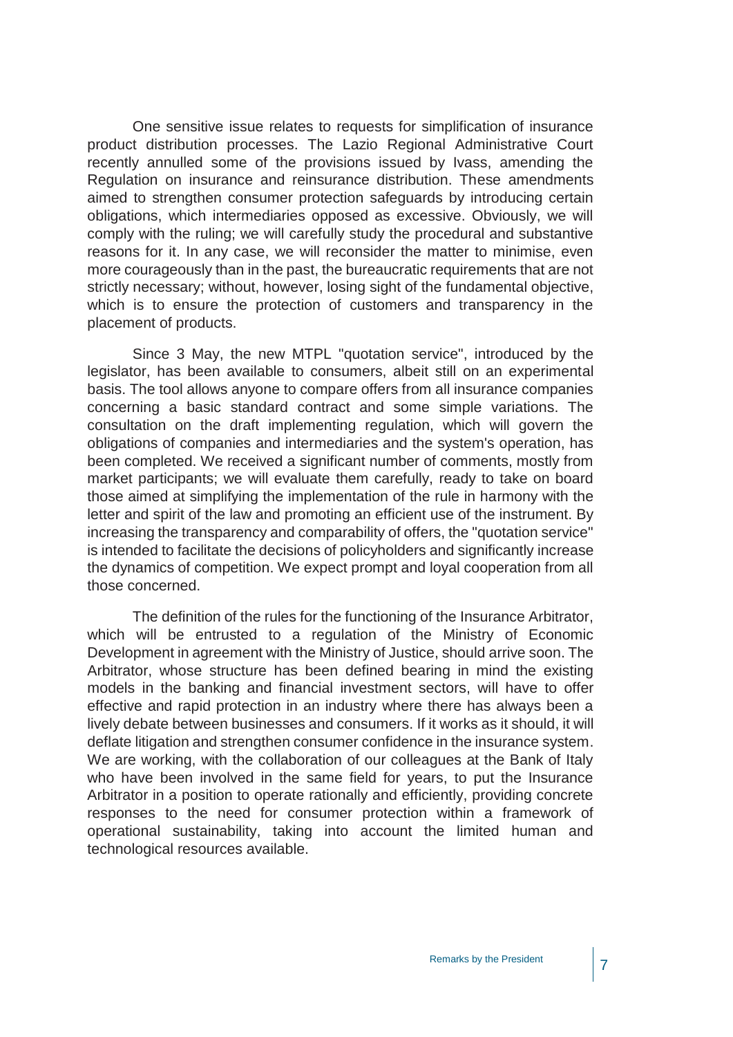One sensitive issue relates to requests for simplification of insurance product distribution processes. The Lazio Regional Administrative Court recently annulled some of the provisions issued by Ivass, amending the Regulation on insurance and reinsurance distribution. These amendments aimed to strengthen consumer protection safeguards by introducing certain obligations, which intermediaries opposed as excessive. Obviously, we will comply with the ruling; we will carefully study the procedural and substantive reasons for it. In any case, we will reconsider the matter to minimise, even more courageously than in the past, the bureaucratic requirements that are not strictly necessary; without, however, losing sight of the fundamental objective, which is to ensure the protection of customers and transparency in the placement of products.

Since 3 May, the new MTPL "quotation service", introduced by the legislator, has been available to consumers, albeit still on an experimental basis. The tool allows anyone to compare offers from all insurance companies concerning a basic standard contract and some simple variations. The consultation on the draft implementing regulation, which will govern the obligations of companies and intermediaries and the system's operation, has been completed. We received a significant number of comments, mostly from market participants; we will evaluate them carefully, ready to take on board those aimed at simplifying the implementation of the rule in harmony with the letter and spirit of the law and promoting an efficient use of the instrument. By increasing the transparency and comparability of offers, the "quotation service" is intended to facilitate the decisions of policyholders and significantly increase the dynamics of competition. We expect prompt and loyal cooperation from all those concerned.

The definition of the rules for the functioning of the Insurance Arbitrator, which will be entrusted to a regulation of the Ministry of Economic Development in agreement with the Ministry of Justice, should arrive soon. The Arbitrator, whose structure has been defined bearing in mind the existing models in the banking and financial investment sectors, will have to offer effective and rapid protection in an industry where there has always been a lively debate between businesses and consumers. If it works as it should, it will deflate litigation and strengthen consumer confidence in the insurance system. We are working, with the collaboration of our colleagues at the Bank of Italy who have been involved in the same field for years, to put the Insurance Arbitrator in a position to operate rationally and efficiently, providing concrete responses to the need for consumer protection within a framework of operational sustainability, taking into account the limited human and technological resources available.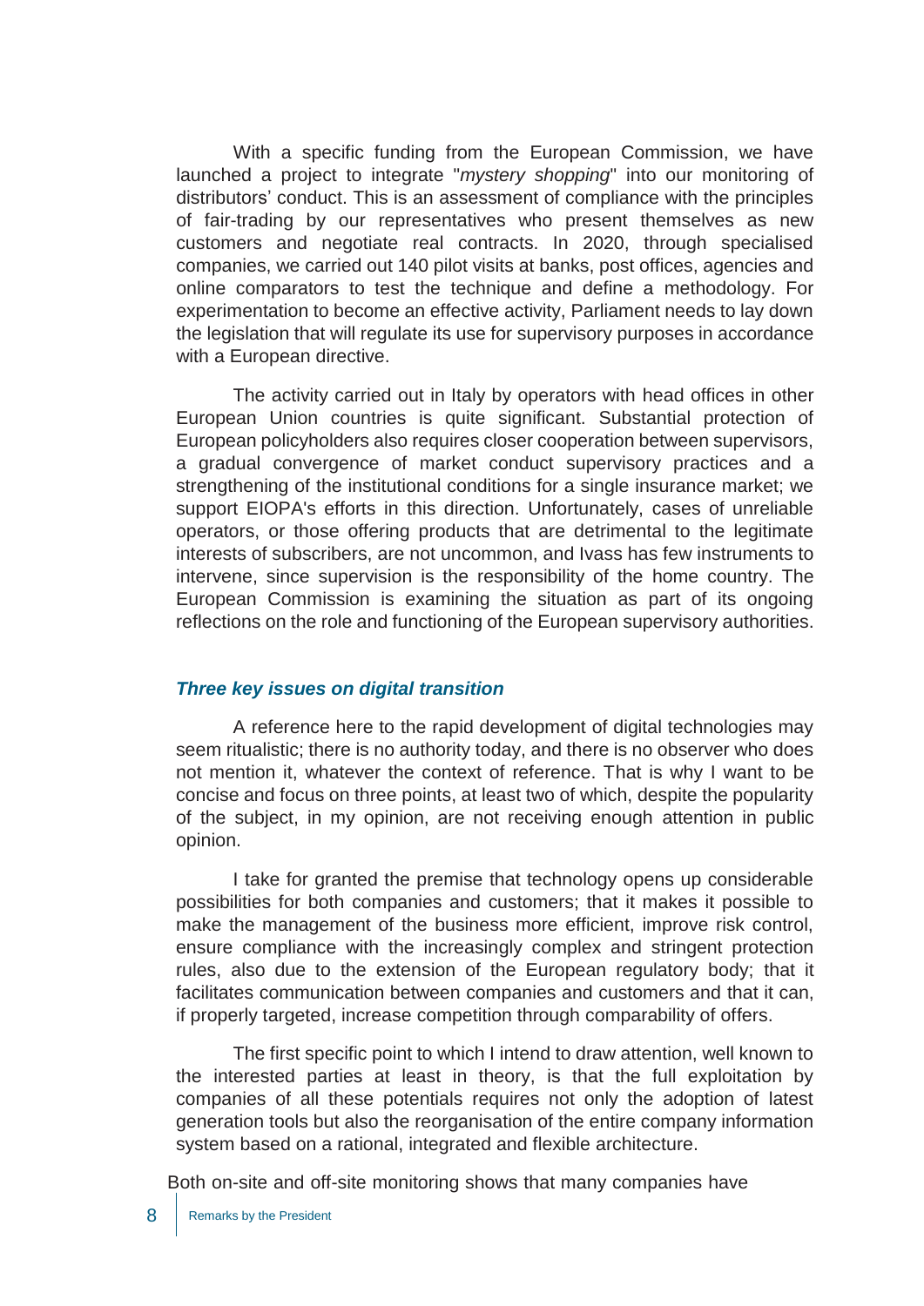With a specific funding from the European Commission, we have launched a project to integrate "*mystery shopping*" into our monitoring of distributors' conduct. This is an assessment of compliance with the principles of fair-trading by our representatives who present themselves as new customers and negotiate real contracts. In 2020, through specialised companies, we carried out 140 pilot visits at banks, post offices, agencies and online comparators to test the technique and define a methodology. For experimentation to become an effective activity, Parliament needs to lay down the legislation that will regulate its use for supervisory purposes in accordance with a European directive.

The activity carried out in Italy by operators with head offices in other European Union countries is quite significant. Substantial protection of European policyholders also requires closer cooperation between supervisors, a gradual convergence of market conduct supervisory practices and a strengthening of the institutional conditions for a single insurance market; we support EIOPA's efforts in this direction. Unfortunately, cases of unreliable operators, or those offering products that are detrimental to the legitimate interests of subscribers, are not uncommon, and Ivass has few instruments to intervene, since supervision is the responsibility of the home country. The European Commission is examining the situation as part of its ongoing reflections on the role and functioning of the European supervisory authorities.

### *Three key issues on digital transition*

A reference here to the rapid development of digital technologies may seem ritualistic; there is no authority today, and there is no observer who does not mention it, whatever the context of reference. That is why I want to be concise and focus on three points, at least two of which, despite the popularity of the subject, in my opinion, are not receiving enough attention in public opinion.

I take for granted the premise that technology opens up considerable possibilities for both companies and customers; that it makes it possible to make the management of the business more efficient, improve risk control, ensure compliance with the increasingly complex and stringent protection rules, also due to the extension of the European regulatory body; that it facilitates communication between companies and customers and that it can, if properly targeted, increase competition through comparability of offers.

The first specific point to which I intend to draw attention, well known to the interested parties at least in theory, is that the full exploitation by companies of all these potentials requires not only the adoption of latest generation tools but also the reorganisation of the entire company information system based on a rational, integrated and flexible architecture.

Both on-site and off-site monitoring shows that many companies have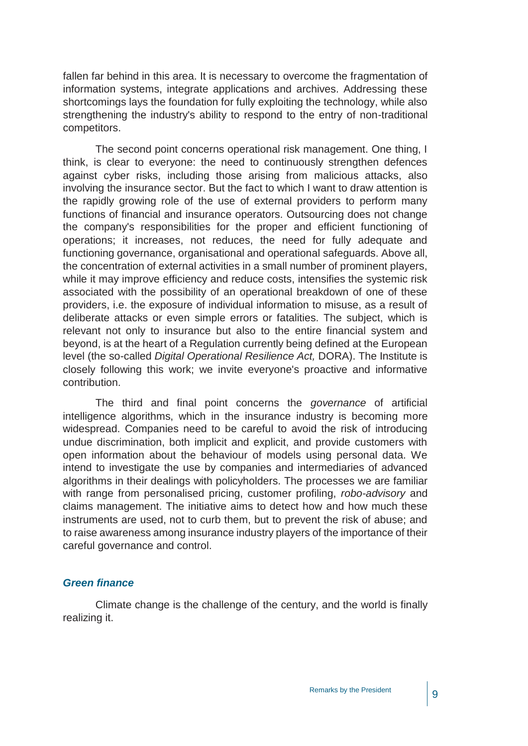fallen far behind in this area. It is necessary to overcome the fragmentation of information systems, integrate applications and archives. Addressing these shortcomings lays the foundation for fully exploiting the technology, while also strengthening the industry's ability to respond to the entry of non-traditional competitors.

The second point concerns operational risk management. One thing, I think, is clear to everyone: the need to continuously strengthen defences against cyber risks, including those arising from malicious attacks, also involving the insurance sector. But the fact to which I want to draw attention is the rapidly growing role of the use of external providers to perform many functions of financial and insurance operators. Outsourcing does not change the company's responsibilities for the proper and efficient functioning of operations; it increases, not reduces, the need for fully adequate and functioning governance, organisational and operational safeguards. Above all, the concentration of external activities in a small number of prominent players, while it may improve efficiency and reduce costs, intensifies the systemic risk associated with the possibility of an operational breakdown of one of these providers, i.e. the exposure of individual information to misuse, as a result of deliberate attacks or even simple errors or fatalities. The subject, which is relevant not only to insurance but also to the entire financial system and beyond, is at the heart of a Regulation currently being defined at the European level (the so-called *Digital Operational Resilience Act,* DORA). The Institute is closely following this work; we invite everyone's proactive and informative contribution.

The third and final point concerns the *governance* of artificial intelligence algorithms, which in the insurance industry is becoming more widespread. Companies need to be careful to avoid the risk of introducing undue discrimination, both implicit and explicit, and provide customers with open information about the behaviour of models using personal data. We intend to investigate the use by companies and intermediaries of advanced algorithms in their dealings with policyholders. The processes we are familiar with range from personalised pricing, customer profiling, *robo-advisory* and claims management. The initiative aims to detect how and how much these instruments are used, not to curb them, but to prevent the risk of abuse; and to raise awareness among insurance industry players of the importance of their careful governance and control.

### *Green finance*

Climate change is the challenge of the century, and the world is finally realizing it.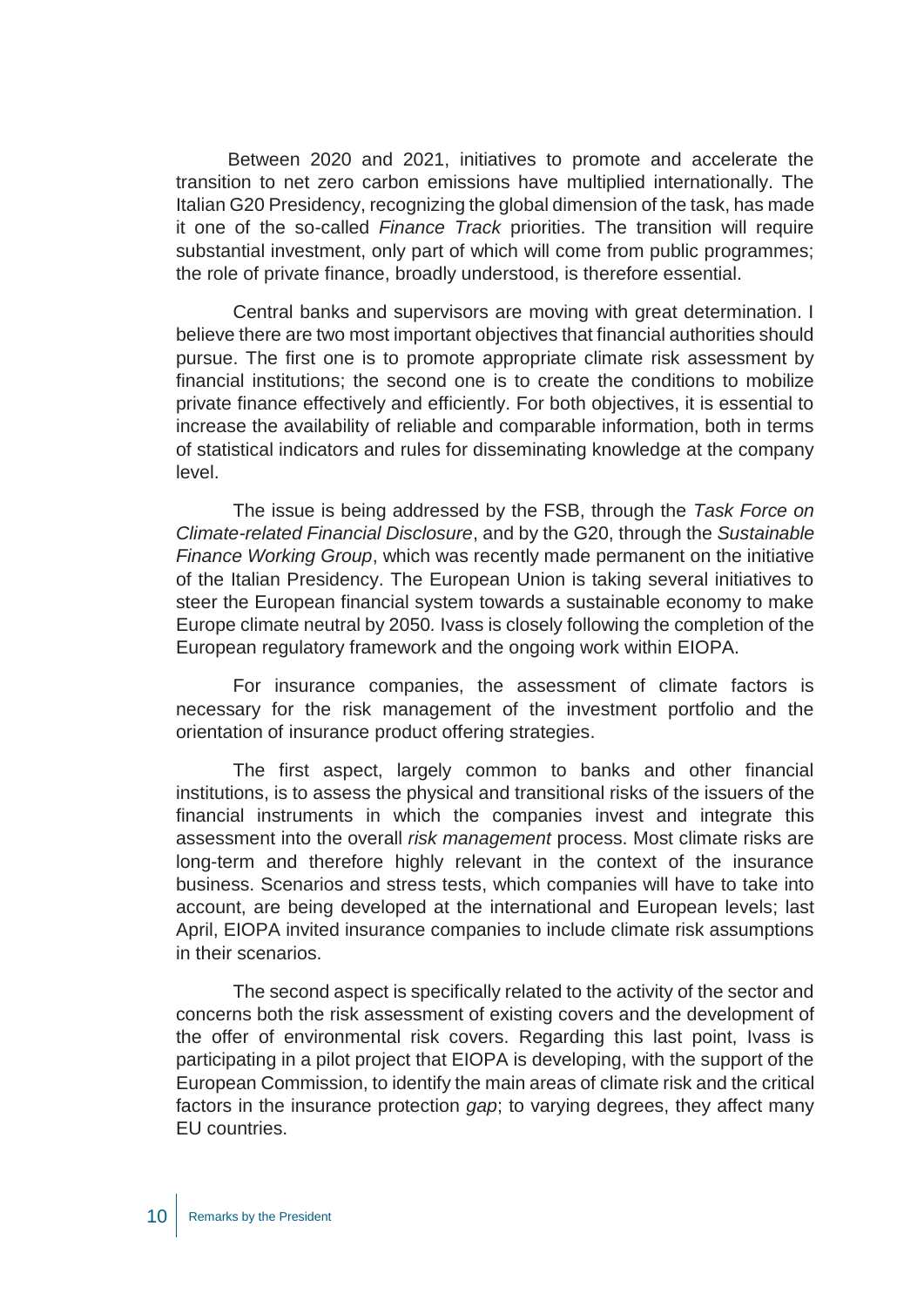Between 2020 and 2021, initiatives to promote and accelerate the transition to net zero carbon emissions have multiplied internationally. The Italian G20 Presidency, recognizing the global dimension of the task, has made it one of the so-called *Finance Track* priorities. The transition will require substantial investment, only part of which will come from public programmes; the role of private finance, broadly understood, is therefore essential.

Central banks and supervisors are moving with great determination. I believe there are two most important objectives that financial authorities should pursue. The first one is to promote appropriate climate risk assessment by financial institutions; the second one is to create the conditions to mobilize private finance effectively and efficiently. For both objectives, it is essential to increase the availability of reliable and comparable information, both in terms of statistical indicators and rules for disseminating knowledge at the company level.

The issue is being addressed by the FSB, through the *Task Force on Climate-related Financial Disclosure*, and by the G20, through the *Sustainable Finance Working Group*, which was recently made permanent on the initiative of the Italian Presidency. The European Union is taking several initiatives to steer the European financial system towards a sustainable economy to make Europe climate neutral by 2050. Ivass is closely following the completion of the European regulatory framework and the ongoing work within EIOPA.

For insurance companies, the assessment of climate factors is necessary for the risk management of the investment portfolio and the orientation of insurance product offering strategies.

The first aspect, largely common to banks and other financial institutions, is to assess the physical and transitional risks of the issuers of the financial instruments in which the companies invest and integrate this assessment into the overall *risk management* process. Most climate risks are long-term and therefore highly relevant in the context of the insurance business. Scenarios and stress tests, which companies will have to take into account, are being developed at the international and European levels; last April, EIOPA invited insurance companies to include climate risk assumptions in their scenarios.

The second aspect is specifically related to the activity of the sector and concerns both the risk assessment of existing covers and the development of the offer of environmental risk covers. Regarding this last point, Ivass is participating in a pilot project that EIOPA is developing, with the support of the European Commission, to identify the main areas of climate risk and the critical factors in the insurance protection *gap*; to varying degrees, they affect many EU countries.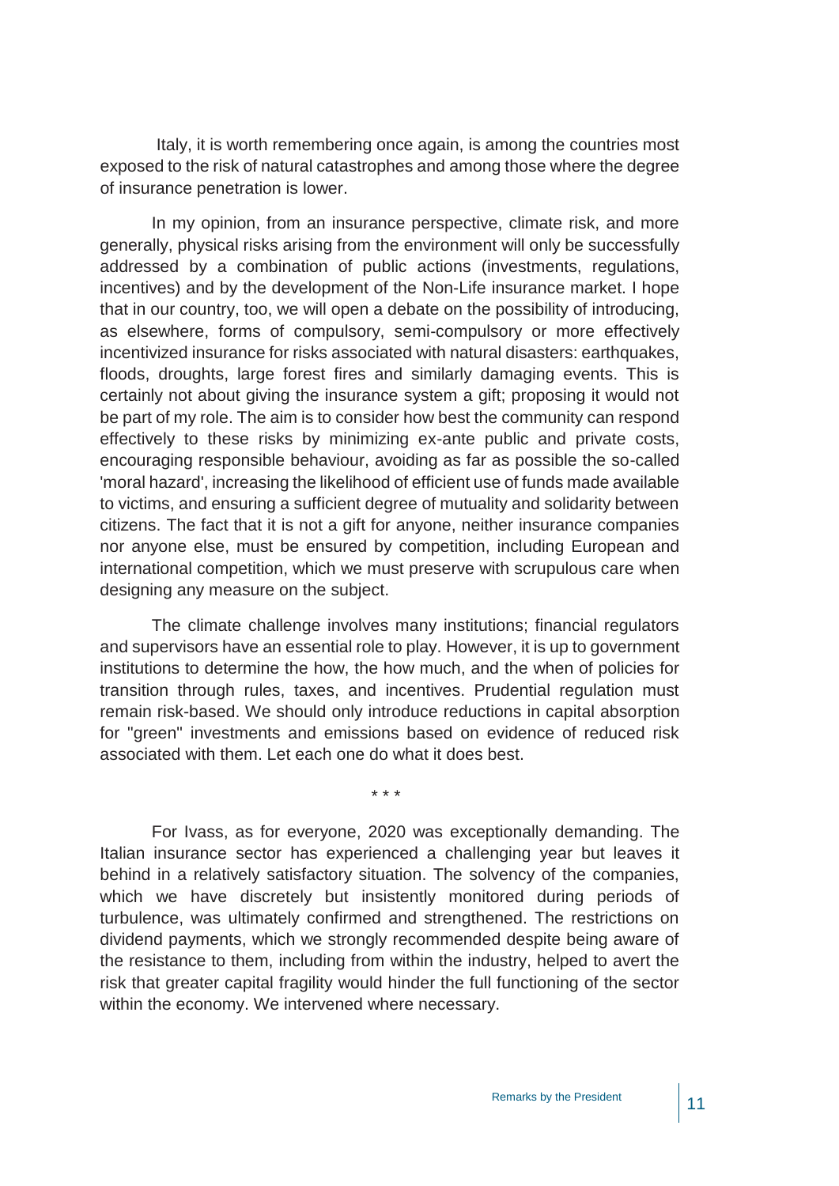Italy, it is worth remembering once again, is among the countries most exposed to the risk of natural catastrophes and among those where the degree of insurance penetration is lower.

In my opinion, from an insurance perspective, climate risk, and more generally, physical risks arising from the environment will only be successfully addressed by a combination of public actions (investments, regulations, incentives) and by the development of the Non-Life insurance market. I hope that in our country, too, we will open a debate on the possibility of introducing, as elsewhere, forms of compulsory, semi-compulsory or more effectively incentivized insurance for risks associated with natural disasters: earthquakes, floods, droughts, large forest fires and similarly damaging events. This is certainly not about giving the insurance system a gift; proposing it would not be part of my role. The aim is to consider how best the community can respond effectively to these risks by minimizing ex-ante public and private costs, encouraging responsible behaviour, avoiding as far as possible the so-called 'moral hazard', increasing the likelihood of efficient use of funds made available to victims, and ensuring a sufficient degree of mutuality and solidarity between citizens. The fact that it is not a gift for anyone, neither insurance companies nor anyone else, must be ensured by competition, including European and international competition, which we must preserve with scrupulous care when designing any measure on the subject.

The climate challenge involves many institutions; financial regulators and supervisors have an essential role to play. However, it is up to government institutions to determine the how, the how much, and the when of policies for transition through rules, taxes, and incentives. Prudential regulation must remain risk-based. We should only introduce reductions in capital absorption for "green" investments and emissions based on evidence of reduced risk associated with them. Let each one do what it does best.

\* \* \*

For Ivass, as for everyone, 2020 was exceptionally demanding. The Italian insurance sector has experienced a challenging year but leaves it behind in a relatively satisfactory situation. The solvency of the companies, which we have discretely but insistently monitored during periods of turbulence, was ultimately confirmed and strengthened. The restrictions on dividend payments, which we strongly recommended despite being aware of the resistance to them, including from within the industry, helped to avert the risk that greater capital fragility would hinder the full functioning of the sector within the economy. We intervened where necessary.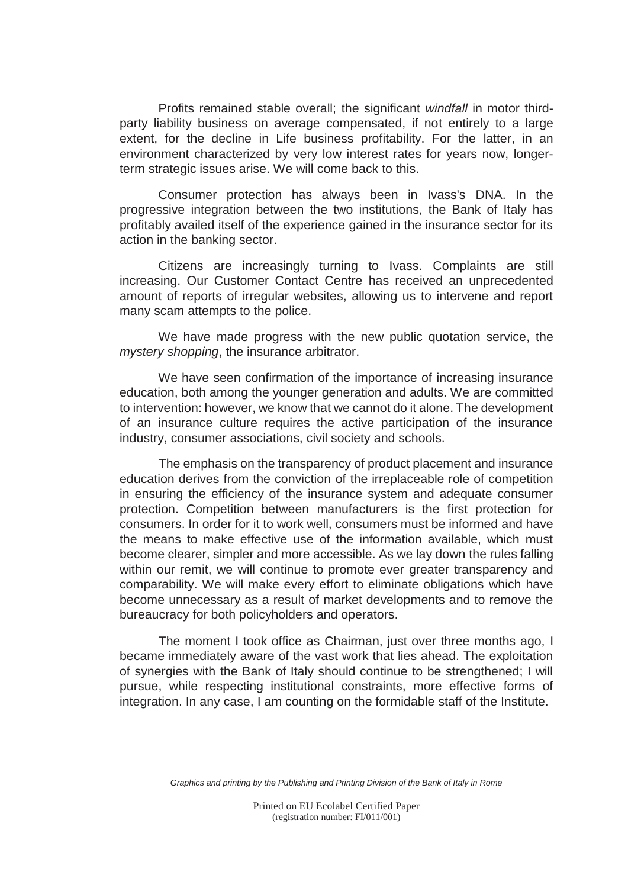Profits remained stable overall; the significant *windfall* in motor third-party liability business on average compensated, if not entirely to a large extent, for the decline in Life business profitability. For the latter, in an environment characterized by very low interest rates for years now, longer-term strategic issues arise. We will come back to this.

Consumer protection has always been in Ivass's DNA. In the progressive integration between the two institutions, the Bank of Italy has profitably availed itself of the experience gained in the insurance sector for its action in the banking sector.

Citizens are increasingly turning to Ivass. Complaints are still increasing. Our Customer Contact Centre has received an unprecedented amount of reports of irregular websites, allowing us to intervene and report many scam attempts to the police.

We have made progress with the new public quotation service, the *mystery shopping*, the insurance arbitrator.

We have seen confirmation of the importance of increasing insurance education, both among the younger generation and adults. We are committed to intervention: however, we know that we cannot do it alone. The development of an insurance culture requires the active participation of the insurance industry, consumer associations, civil society and schools.

The emphasis on the transparency of product placement and insurance education derives from the conviction of the irreplaceable role of competition in ensuring the efficiency of the insurance system and adequate consumer protection. Competition between manufacturers is the first protection for consumers. In order for it to work well, consumers must be informed and have the means to make effective use of the information available, which must become clearer, simpler and more accessible. As we lay down the rules falling within our remit, we will continue to promote ever greater transparency and comparability. We will make every effort to eliminate obligations which have become unnecessary as a result of market developments and to remove the bureaucracy for both policyholders and operators.

The moment I took office as Chairman, just over three months ago, I became immediately aware of the vast work that lies ahead. The exploitation of synergies with the Bank of Italy should continue to be strengthened; I will pursue, while respecting institutional constraints, more effective forms of integration. In any case, I am counting on the formidable staff of the Institute.

*Graphics and printing by the Publishing and Printing Division of the Bank of Italy in Rome*

Printed on EU Ecolabel Certified Paper
(registration number: FI/011/001)